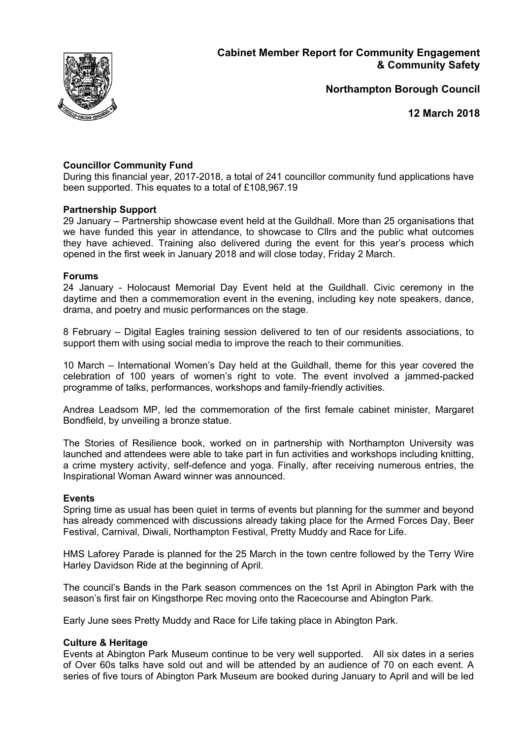# Cabinet Member Report for Community Engagement & Community Safety

**Northampton Borough Council**

**12 March 2018**

**Councillor Community Fund**
During this financial year, 2017-2018, a total of 241 councillor community fund applications have been supported. This equates to a total of £108,967.19

**Partnership Support**
29 January – Partnership showcase event held at the Guildhall. More than 25 organisations that we have funded this year in attendance, to showcase to Cllrs and the public what outcomes they have achieved. Training also delivered during the event for this year's process which opened in the first week in January 2018 and will close today, Friday 2 March.

**Forums**
24 January - Holocaust Memorial Day Event held at the Guildhall. Civic ceremony in the daytime and then a commemoration event in the evening, including key note speakers, dance, drama, and poetry and music performances on the stage.

8 February – Digital Eagles training session delivered to ten of our residents associations, to support them with using social media to improve the reach to their communities.

10 March – International Women's Day held at the Guildhall, theme for this year covered the celebration of 100 years of women's right to vote. The event involved a jammed-packed programme of talks, performances, workshops and family-friendly activities.

Andrea Leadsom MP, led the commemoration of the first female cabinet minister, Margaret Bondfield, by unveiling a bronze statue.

The Stories of Resilience book, worked on in partnership with Northampton University was launched and attendees were able to take part in fun activities and workshops including knitting, a crime mystery activity, self-defence and yoga. Finally, after receiving numerous entries, the Inspirational Woman Award winner was announced.

**Events**
Spring time as usual has been quiet in terms of events but planning for the summer and beyond has already commenced with discussions already taking place for the Armed Forces Day, Beer Festival, Carnival, Diwali, Northampton Festival, Pretty Muddy and Race for Life.

HMS Laforey Parade is planned for the 25 March in the town centre followed by the Terry Wire Harley Davidson Ride at the beginning of April.

The council's Bands in the Park season commences on the 1st April in Abington Park with the season's first fair on Kingsthorpe Rec moving onto the Racecourse and Abington Park.

Early June sees Pretty Muddy and Race for Life taking place in Abington Park.

**Culture & Heritage**
Events at Abington Park Museum continue to be very well supported. All six dates in a series of Over 60s talks have sold out and will be attended by an audience of 70 on each event. A series of five tours of Abington Park Museum are booked during January to April and will be led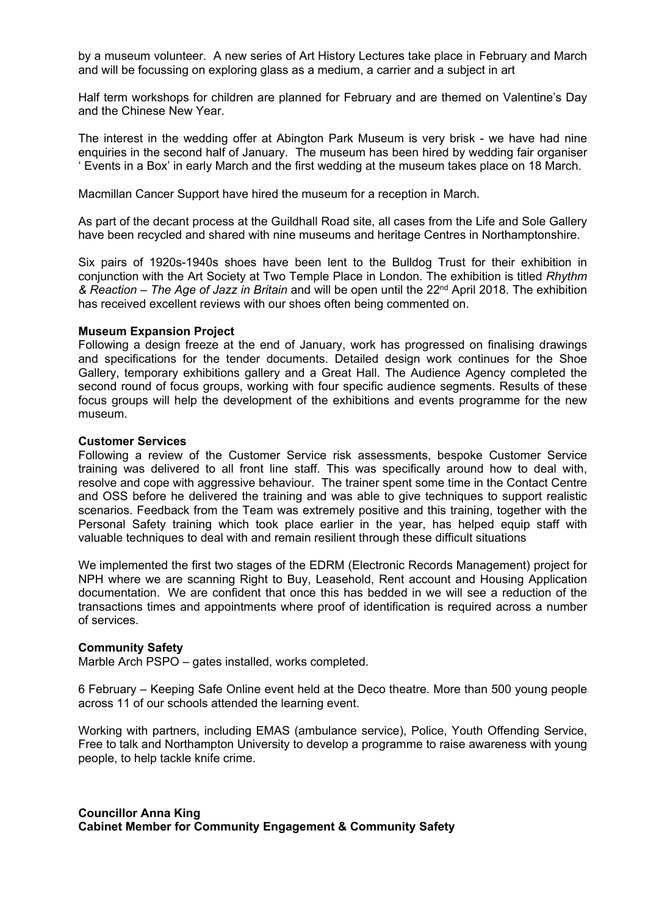by a museum volunteer. A new series of Art History Lectures take place in February and March and will be focussing on exploring glass as a medium, a carrier and a subject in art

Half term workshops for children are planned for February and are themed on Valentine's Day and the Chinese New Year.

The interest in the wedding offer at Abington Park Museum is very brisk - we have had nine enquiries in the second half of January. The museum has been hired by wedding fair organiser ' Events in a Box' in early March and the first wedding at the museum takes place on 18 March.

Macmillan Cancer Support have hired the museum for a reception in March.

As part of the decant process at the Guildhall Road site, all cases from the Life and Sole Gallery have been recycled and shared with nine museums and heritage Centres in Northamptonshire.

Six pairs of 1920s-1940s shoes have been lent to the Bulldog Trust for their exhibition in conjunction with the Art Society at Two Temple Place in London. The exhibition is titled *Rhythm & Reaction – The Age of Jazz in Britain* and will be open until the 22nd April 2018. The exhibition has received excellent reviews with our shoes often being commented on.

**Museum Expansion Project**

Following a design freeze at the end of January, work has progressed on finalising drawings and specifications for the tender documents. Detailed design work continues for the Shoe Gallery, temporary exhibitions gallery and a Great Hall. The Audience Agency completed the second round of focus groups, working with four specific audience segments. Results of these focus groups will help the development of the exhibitions and events programme for the new museum.

**Customer Services**

Following a review of the Customer Service risk assessments, bespoke Customer Service training was delivered to all front line staff. This was specifically around how to deal with, resolve and cope with aggressive behaviour. The trainer spent some time in the Contact Centre and OSS before he delivered the training and was able to give techniques to support realistic scenarios. Feedback from the Team was extremely positive and this training, together with the Personal Safety training which took place earlier in the year, has helped equip staff with valuable techniques to deal with and remain resilient through these difficult situations

We implemented the first two stages of the EDRM (Electronic Records Management) project for NPH where we are scanning Right to Buy, Leasehold, Rent account and Housing Application documentation. We are confident that once this has bedded in we will see a reduction of the transactions times and appointments where proof of identification is required across a number of services.

**Community Safety**

Marble Arch PSPO – gates installed, works completed.

6 February – Keeping Safe Online event held at the Deco theatre. More than 500 young people across 11 of our schools attended the learning event.

Working with partners, including EMAS (ambulance service), Police, Youth Offending Service, Free to talk and Northampton University to develop a programme to raise awareness with young people, to help tackle knife crime.

**Councillor Anna King**
**Cabinet Member for Community Engagement & Community Safety**